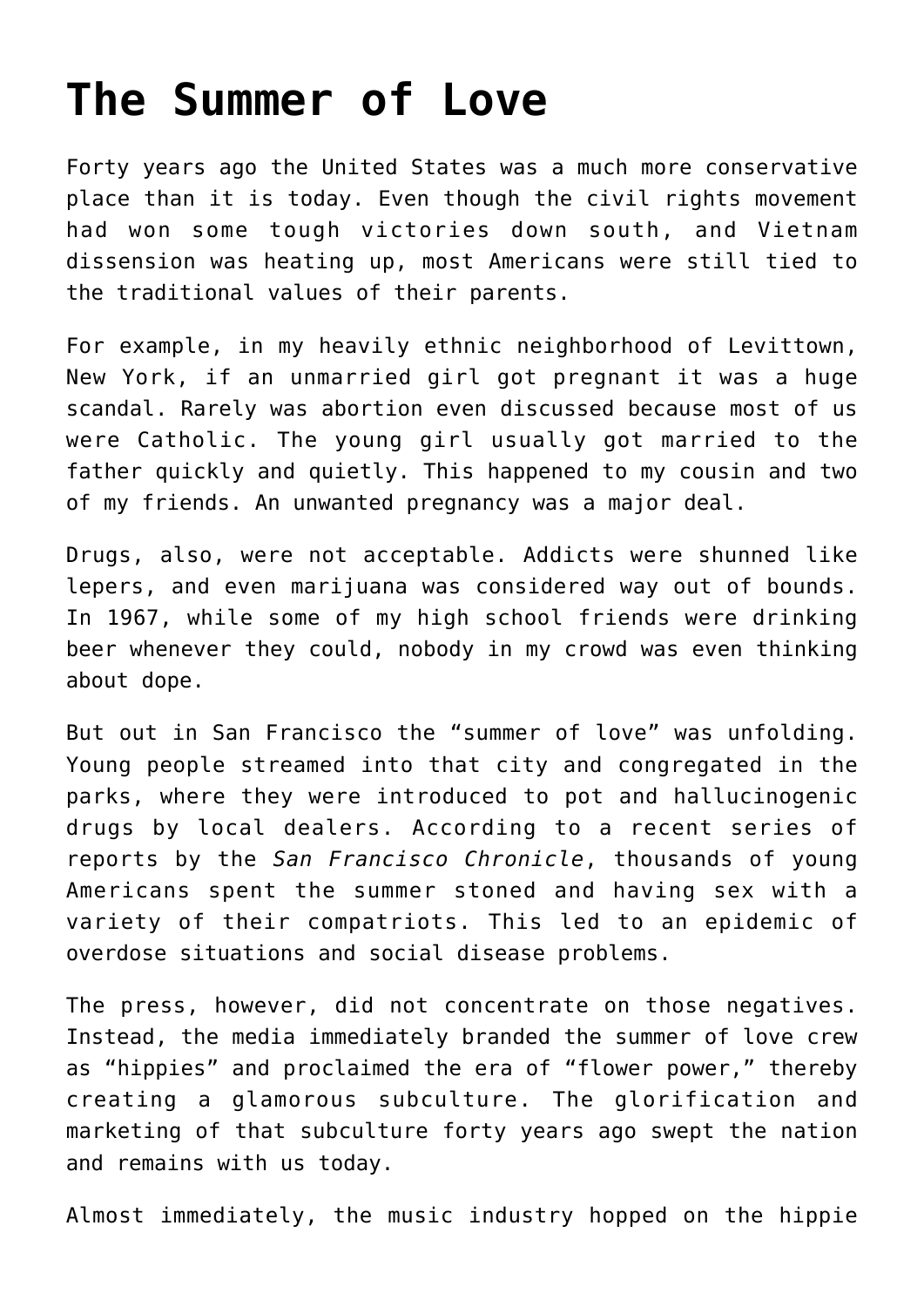# The Summer of Love

Forty years ago the United States was a much more conservative place than it is today. Even though the civil rights movement had won some tough victories down south, and Vietnam dissension was heating up, most Americans were still tied to the traditional values of their parents.

For example, in my heavily ethnic neighborhood of Levittown, New York, if an unmarried girl got pregnant it was a huge scandal. Rarely was abortion even discussed because most of us were Catholic. The young girl usually got married to the father quickly and quietly. This happened to my cousin and two of my friends. An unwanted pregnancy was a major deal.

Drugs, also, were not acceptable. Addicts were shunned like lepers, and even marijuana was considered way out of bounds. In 1967, while some of my high school friends were drinking beer whenever they could, nobody in my crowd was even thinking about dope.

But out in San Francisco the "summer of love" was unfolding. Young people streamed into that city and congregated in the parks, where they were introduced to pot and hallucinogenic drugs by local dealers. According to a recent series of reports by the *San Francisco Chronicle*, thousands of young Americans spent the summer stoned and having sex with a variety of their compatriots. This led to an epidemic of overdose situations and social disease problems.

The press, however, did not concentrate on those negatives. Instead, the media immediately branded the summer of love crew as "hippies" and proclaimed the era of "flower power," thereby creating a glamorous subculture. The glorification and marketing of that subculture forty years ago swept the nation and remains with us today.

Almost immediately, the music industry hopped on the hippie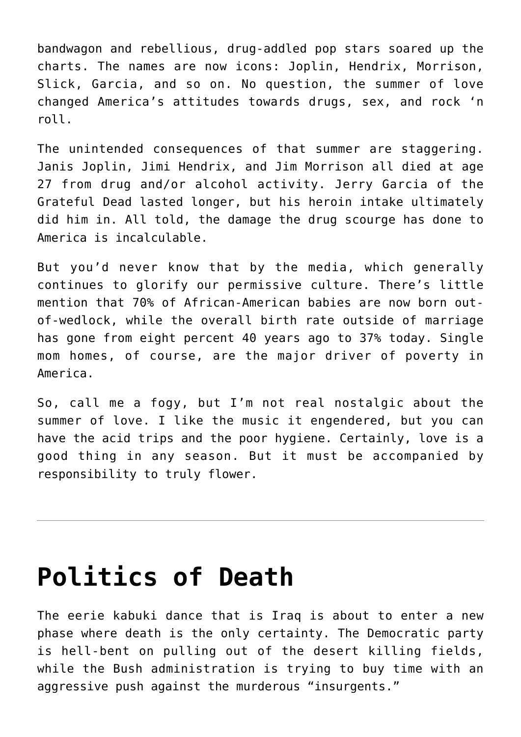bandwagon and rebellious, drug-addled pop stars soared up the charts. The names are now icons: Joplin, Hendrix, Morrison, Slick, Garcia, and so on. No question, the summer of love changed America's attitudes towards drugs, sex, and rock 'n roll.

The unintended consequences of that summer are staggering. Janis Joplin, Jimi Hendrix, and Jim Morrison all died at age 27 from drug and/or alcohol activity. Jerry Garcia of the Grateful Dead lasted longer, but his heroin intake ultimately did him in. All told, the damage the drug scourge has done to America is incalculable.

But you'd never know that by the media, which generally continues to glorify our permissive culture. There's little mention that 70% of African-American babies are now born out-of-wedlock, while the overall birth rate outside of marriage has gone from eight percent 40 years ago to 37% today. Single mom homes, of course, are the major driver of poverty in America.

So, call me a fogy, but I'm not real nostalgic about the summer of love. I like the music it engendered, but you can have the acid trips and the poor hygiene. Certainly, love is a good thing in any season. But it must be accompanied by responsibility to truly flower.

---

# Politics of Death

The eerie kabuki dance that is Iraq is about to enter a new phase where death is the only certainty. The Democratic party is hell-bent on pulling out of the desert killing fields, while the Bush administration is trying to buy time with an aggressive push against the murderous "insurgents."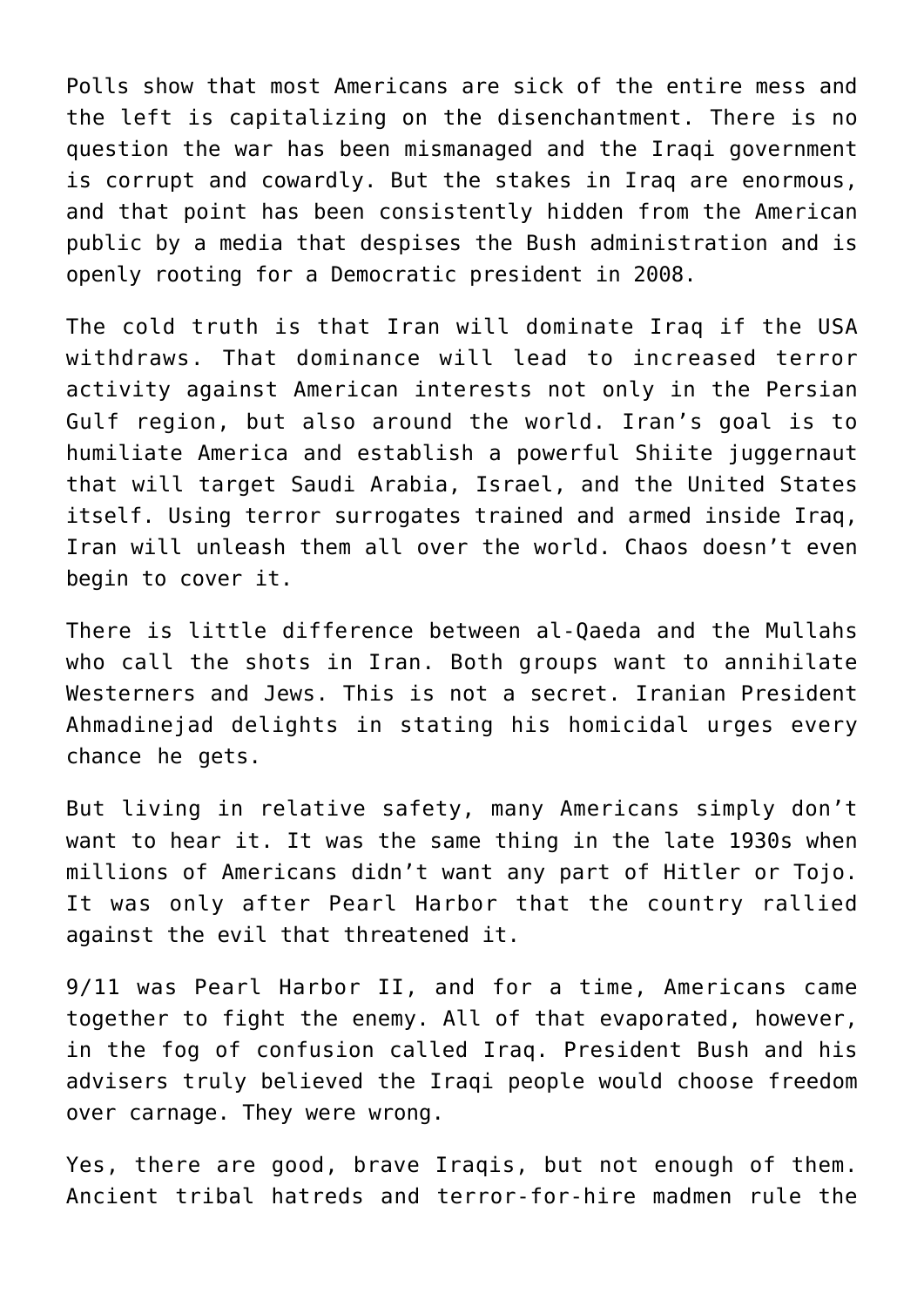Polls show that most Americans are sick of the entire mess and the left is capitalizing on the disenchantment. There is no question the war has been mismanaged and the Iraqi government is corrupt and cowardly. But the stakes in Iraq are enormous, and that point has been consistently hidden from the American public by a media that despises the Bush administration and is openly rooting for a Democratic president in 2008.

The cold truth is that Iran will dominate Iraq if the USA withdraws. That dominance will lead to increased terror activity against American interests not only in the Persian Gulf region, but also around the world. Iran's goal is to humiliate America and establish a powerful Shiite juggernaut that will target Saudi Arabia, Israel, and the United States itself. Using terror surrogates trained and armed inside Iraq, Iran will unleash them all over the world. Chaos doesn't even begin to cover it.

There is little difference between al-Qaeda and the Mullahs who call the shots in Iran. Both groups want to annihilate Westerners and Jews. This is not a secret. Iranian President Ahmadinejad delights in stating his homicidal urges every chance he gets.

But living in relative safety, many Americans simply don't want to hear it. It was the same thing in the late 1930s when millions of Americans didn't want any part of Hitler or Tojo. It was only after Pearl Harbor that the country rallied against the evil that threatened it.

9/11 was Pearl Harbor II, and for a time, Americans came together to fight the enemy. All of that evaporated, however, in the fog of confusion called Iraq. President Bush and his advisers truly believed the Iraqi people would choose freedom over carnage. They were wrong.

Yes, there are good, brave Iraqis, but not enough of them. Ancient tribal hatreds and terror-for-hire madmen rule the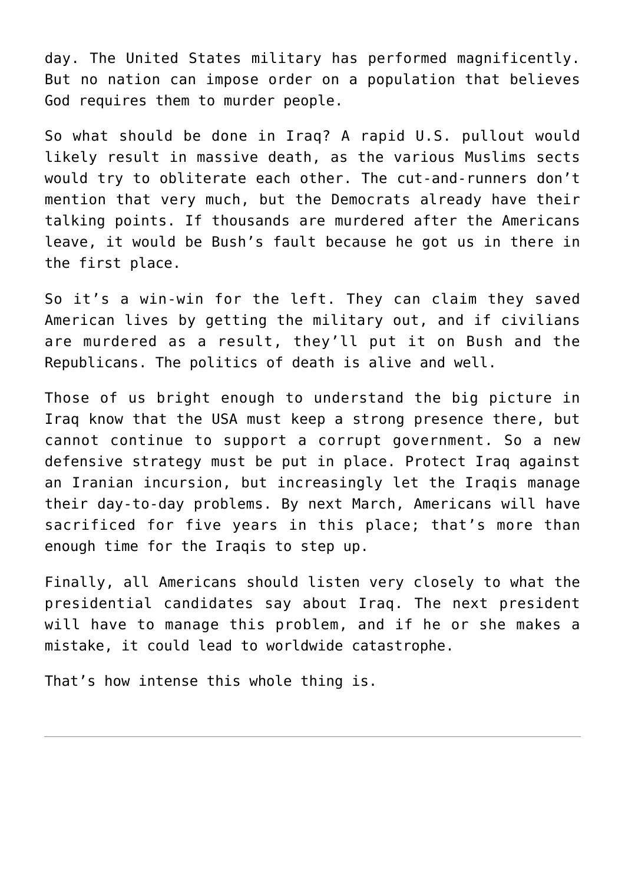day. The United States military has performed magnificently. But no nation can impose order on a population that believes God requires them to murder people.

So what should be done in Iraq? A rapid U.S. pullout would likely result in massive death, as the various Muslims sects would try to obliterate each other. The cut-and-runners don't mention that very much, but the Democrats already have their talking points. If thousands are murdered after the Americans leave, it would be Bush's fault because he got us in there in the first place.

So it's a win-win for the left. They can claim they saved American lives by getting the military out, and if civilians are murdered as a result, they'll put it on Bush and the Republicans. The politics of death is alive and well.

Those of us bright enough to understand the big picture in Iraq know that the USA must keep a strong presence there, but cannot continue to support a corrupt government. So a new defensive strategy must be put in place. Protect Iraq against an Iranian incursion, but increasingly let the Iraqis manage their day-to-day problems. By next March, Americans will have sacrificed for five years in this place; that's more than enough time for the Iraqis to step up.

Finally, all Americans should listen very closely to what the presidential candidates say about Iraq. The next president will have to manage this problem, and if he or she makes a mistake, it could lead to worldwide catastrophe.

That's how intense this whole thing is.

---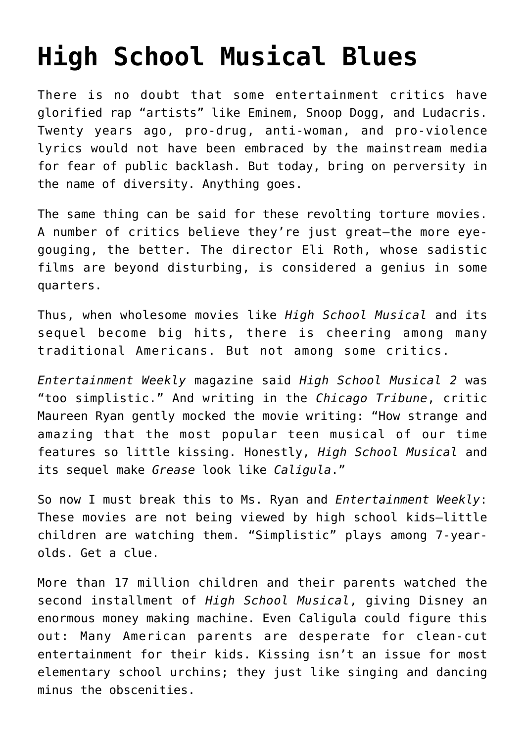# High School Musical Blues

There is no doubt that some entertainment critics have glorified rap "artists" like Eminem, Snoop Dogg, and Ludacris. Twenty years ago, pro-drug, anti-woman, and pro-violence lyrics would not have been embraced by the mainstream media for fear of public backlash. But today, bring on perversity in the name of diversity. Anything goes.

The same thing can be said for these revolting torture movies. A number of critics believe they're just great—the more eye-gouging, the better. The director Eli Roth, whose sadistic films are beyond disturbing, is considered a genius in some quarters.

Thus, when wholesome movies like *High School Musical* and its sequel become big hits, there is cheering among many traditional Americans. But not among some critics.

*Entertainment Weekly* magazine said *High School Musical 2* was "too simplistic." And writing in the *Chicago Tribune*, critic Maureen Ryan gently mocked the movie writing: "How strange and amazing that the most popular teen musical of our time features so little kissing. Honestly, *High School Musical* and its sequel make *Grease* look like *Caligula*."

So now I must break this to Ms. Ryan and *Entertainment Weekly*: These movies are not being viewed by high school kids—little children are watching them. "Simplistic" plays among 7-year-olds. Get a clue.

More than 17 million children and their parents watched the second installment of *High School Musical*, giving Disney an enormous money making machine. Even Caligula could figure this out: Many American parents are desperate for clean-cut entertainment for their kids. Kissing isn't an issue for most elementary school urchins; they just like singing and dancing minus the obscenities.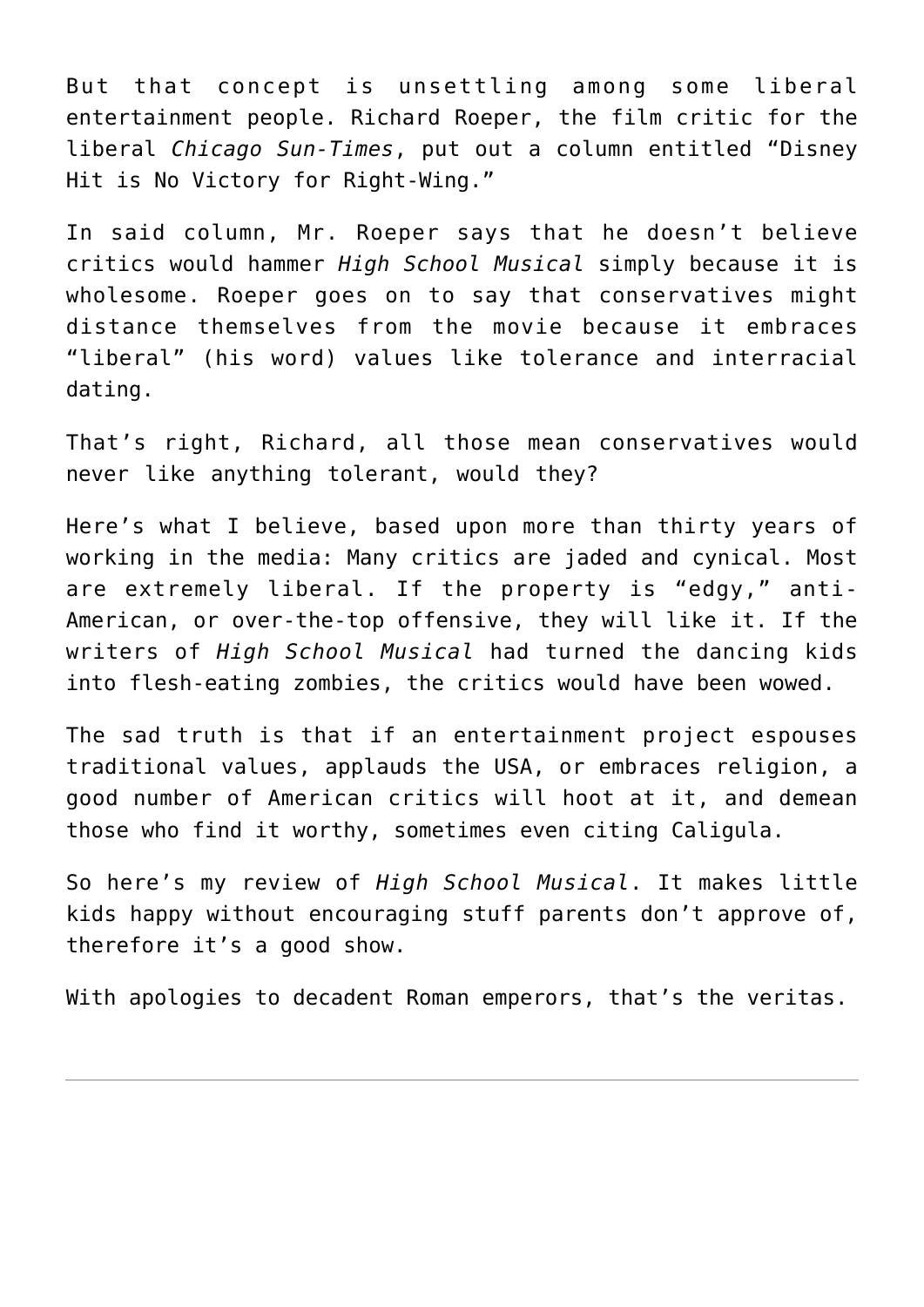But that concept is unsettling among some liberal entertainment people. Richard Roeper, the film critic for the liberal *Chicago Sun-Times*, put out a column entitled “Disney Hit is No Victory for Right-Wing.”

In said column, Mr. Roeper says that he doesn’t believe critics would hammer *High School Musical* simply because it is wholesome. Roeper goes on to say that conservatives might distance themselves from the movie because it embraces “liberal” (his word) values like tolerance and interracial dating.

That’s right, Richard, all those mean conservatives would never like anything tolerant, would they?

Here’s what I believe, based upon more than thirty years of working in the media: Many critics are jaded and cynical. Most are extremely liberal. If the property is “edgy,” anti-American, or over-the-top offensive, they will like it. If the writers of *High School Musical* had turned the dancing kids into flesh-eating zombies, the critics would have been wowed.

The sad truth is that if an entertainment project espouses traditional values, applauds the USA, or embraces religion, a good number of American critics will hoot at it, and demean those who find it worthy, sometimes even citing Caligula.

So here’s my review of *High School Musical*. It makes little kids happy without encouraging stuff parents don’t approve of, therefore it’s a good show.

With apologies to decadent Roman emperors, that’s the veritas.

---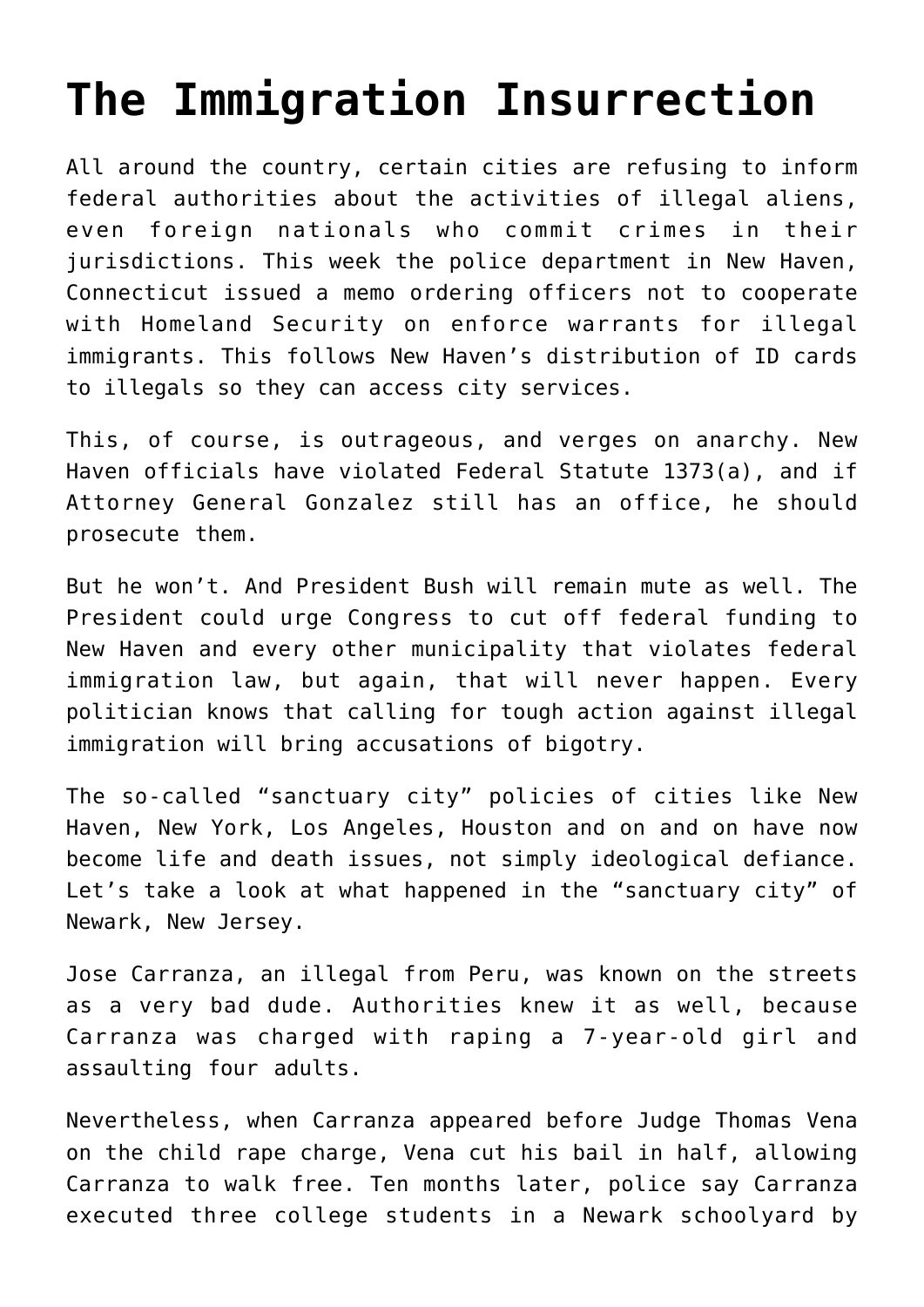# The Immigration Insurrection

All around the country, certain cities are refusing to inform federal authorities about the activities of illegal aliens, even foreign nationals who commit crimes in their jurisdictions. This week the police department in New Haven, Connecticut issued a memo ordering officers not to cooperate with Homeland Security on enforce warrants for illegal immigrants. This follows New Haven's distribution of ID cards to illegals so they can access city services.

This, of course, is outrageous, and verges on anarchy. New Haven officials have violated Federal Statute 1373(a), and if Attorney General Gonzalez still has an office, he should prosecute them.

But he won't. And President Bush will remain mute as well. The President could urge Congress to cut off federal funding to New Haven and every other municipality that violates federal immigration law, but again, that will never happen. Every politician knows that calling for tough action against illegal immigration will bring accusations of bigotry.

The so-called "sanctuary city" policies of cities like New Haven, New York, Los Angeles, Houston and on and on have now become life and death issues, not simply ideological defiance. Let's take a look at what happened in the "sanctuary city" of Newark, New Jersey.

Jose Carranza, an illegal from Peru, was known on the streets as a very bad dude. Authorities knew it as well, because Carranza was charged with raping a 7-year-old girl and assaulting four adults.

Nevertheless, when Carranza appeared before Judge Thomas Vena on the child rape charge, Vena cut his bail in half, allowing Carranza to walk free. Ten months later, police say Carranza executed three college students in a Newark schoolyard by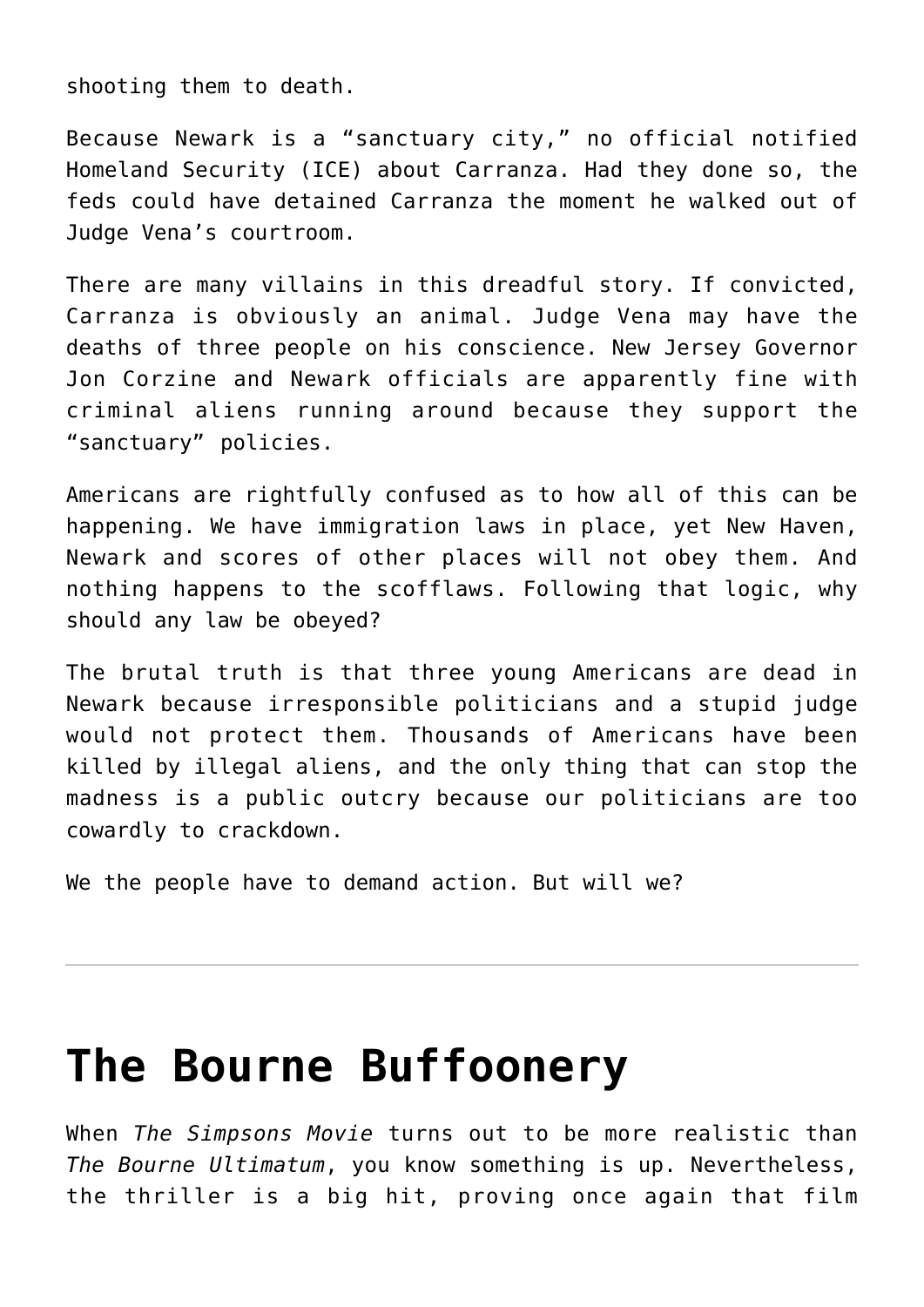shooting them to death.

Because Newark is a "sanctuary city," no official notified Homeland Security (ICE) about Carranza. Had they done so, the feds could have detained Carranza the moment he walked out of Judge Vena's courtroom.

There are many villains in this dreadful story. If convicted, Carranza is obviously an animal. Judge Vena may have the deaths of three people on his conscience. New Jersey Governor Jon Corzine and Newark officials are apparently fine with criminal aliens running around because they support the "sanctuary" policies.

Americans are rightfully confused as to how all of this can be happening. We have immigration laws in place, yet New Haven, Newark and scores of other places will not obey them. And nothing happens to the scofflaws. Following that logic, why should any law be obeyed?

The brutal truth is that three young Americans are dead in Newark because irresponsible politicians and a stupid judge would not protect them. Thousands of Americans have been killed by illegal aliens, and the only thing that can stop the madness is a public outcry because our politicians are too cowardly to crackdown.

We the people have to demand action. But will we?

---

# The Bourne Buffoonery

When *The Simpsons Movie* turns out to be more realistic than *The Bourne Ultimatum*, you know something is up. Nevertheless, the thriller is a big hit, proving once again that film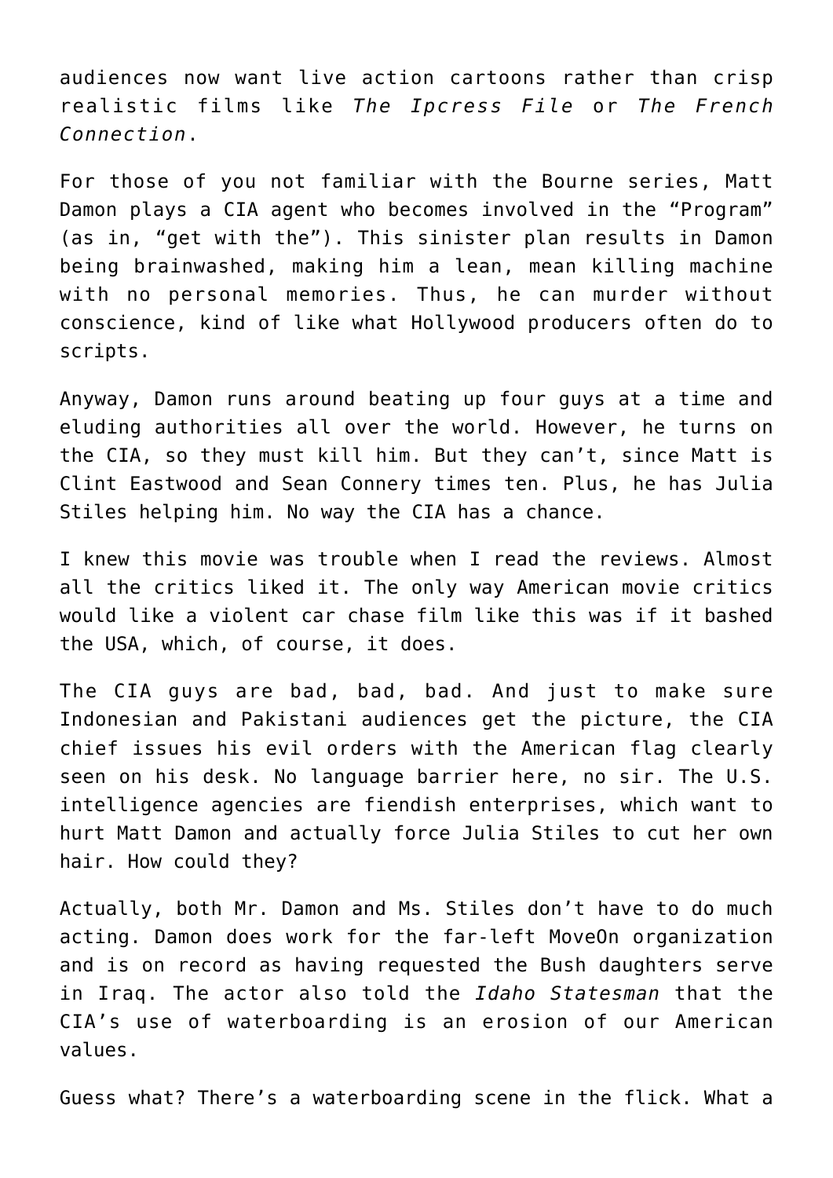audiences now want live action cartoons rather than crisp realistic films like *The Ipcress File* or *The French Connection*.

For those of you not familiar with the Bourne series, Matt Damon plays a CIA agent who becomes involved in the "Program" (as in, "get with the"). This sinister plan results in Damon being brainwashed, making him a lean, mean killing machine with no personal memories. Thus, he can murder without conscience, kind of like what Hollywood producers often do to scripts.

Anyway, Damon runs around beating up four guys at a time and eluding authorities all over the world. However, he turns on the CIA, so they must kill him. But they can't, since Matt is Clint Eastwood and Sean Connery times ten. Plus, he has Julia Stiles helping him. No way the CIA has a chance.

I knew this movie was trouble when I read the reviews. Almost all the critics liked it. The only way American movie critics would like a violent car chase film like this was if it bashed the USA, which, of course, it does.

The CIA guys are bad, bad, bad. And just to make sure Indonesian and Pakistani audiences get the picture, the CIA chief issues his evil orders with the American flag clearly seen on his desk. No language barrier here, no sir. The U.S. intelligence agencies are fiendish enterprises, which want to hurt Matt Damon and actually force Julia Stiles to cut her own hair. How could they?

Actually, both Mr. Damon and Ms. Stiles don't have to do much acting. Damon does work for the far-left MoveOn organization and is on record as having requested the Bush daughters serve in Iraq. The actor also told the *Idaho Statesman* that the CIA's use of waterboarding is an erosion of our American values.

Guess what? There's a waterboarding scene in the flick. What a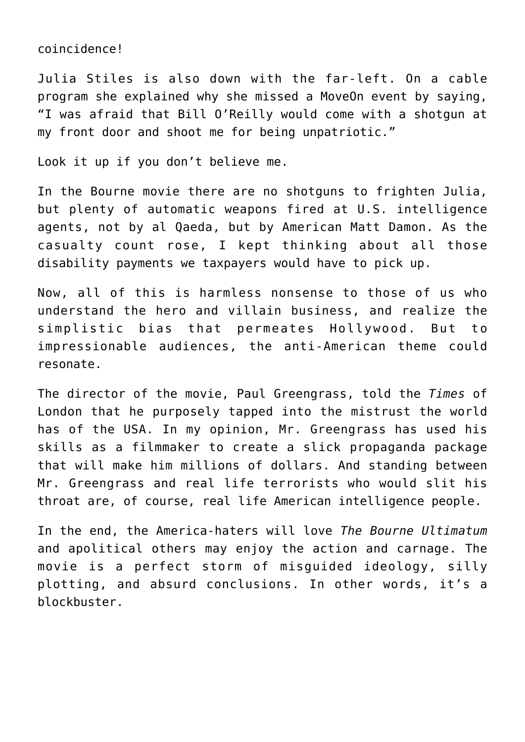coincidence!

Julia Stiles is also down with the far-left. On a cable program she explained why she missed a MoveOn event by saying, "I was afraid that Bill O'Reilly would come with a shotgun at my front door and shoot me for being unpatriotic."

Look it up if you don't believe me.

In the Bourne movie there are no shotguns to frighten Julia, but plenty of automatic weapons fired at U.S. intelligence agents, not by al Qaeda, but by American Matt Damon. As the casualty count rose, I kept thinking about all those disability payments we taxpayers would have to pick up.

Now, all of this is harmless nonsense to those of us who understand the hero and villain business, and realize the simplistic bias that permeates Hollywood. But to impressionable audiences, the anti-American theme could resonate.

The director of the movie, Paul Greengrass, told the *Times* of London that he purposely tapped into the mistrust the world has of the USA. In my opinion, Mr. Greengrass has used his skills as a filmmaker to create a slick propaganda package that will make him millions of dollars. And standing between Mr. Greengrass and real life terrorists who would slit his throat are, of course, real life American intelligence people.

In the end, the America-haters will love *The Bourne Ultimatum* and apolitical others may enjoy the action and carnage. The movie is a perfect storm of misguided ideology, silly plotting, and absurd conclusions. In other words, it's a blockbuster.